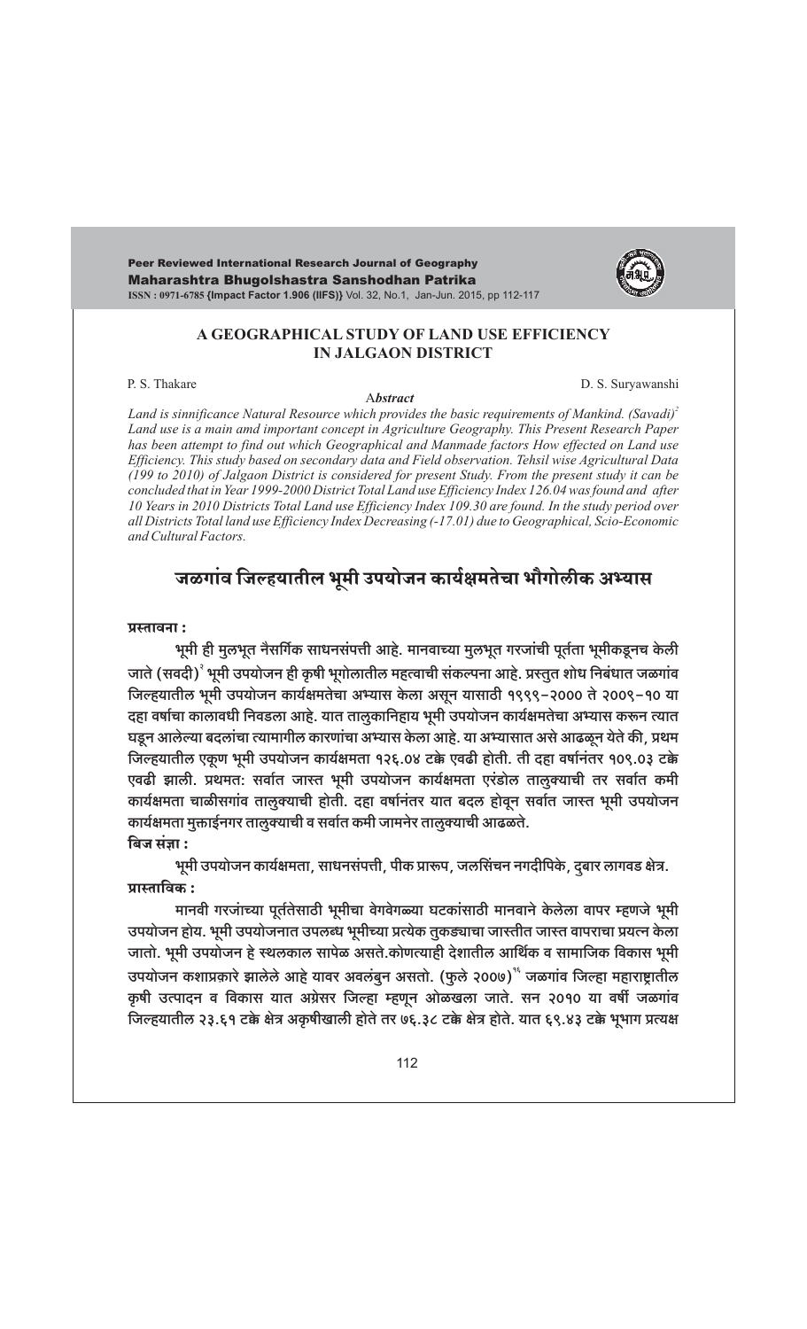# A GEOGRAPHICAL STUDY OF LAND USE EFFICIENCY IN JALGAON DISTRICT

P. S. Thakare — D. S. Suryawanshi

**Abstract**

*Land is sinnificance Natural Resource which provides the basic requirements of Mankind. (Savadi)[2] Land use is a main amd important concept in Agriculture Geography. This Present Research Paper has been attempt to find out which Geographical and Manmade factors How effected on Land use Efficiency. This study based on secondary data and Field observation. Tehsil wise Agricultural Data (199 to 2010) of Jalgaon District is considered for present Study. From the present study it can be concluded that in Year 1999-2000 District Total Land use Efficiency Index 126.04 was found and after 10 Years in 2010 Districts Total Land use Efficiency Index 109.30 are found. In the study period over all Districts Total land use Efficiency Index Decreasing (-17.01) due to Geographical, Scio-Economic and Cultural Factors.*

## जळगांव जिल्हयातील भूमी उपयोजन कार्यक्षमतेचा भौगोलीक अभ्यास

**प्रस्तावना :**

भूमी ही मुलभूत नैसर्गिक साधनसंपत्ती आहे. मानवाच्या मुलभूत गरजांची पूर्तता भूमीकडूनच केली जाते (सवदी)[२] भूमी उपयोजन ही कृषी भूगोलातील महत्वाची संकल्पना आहे. प्रस्तुत शोध निबंधात जळगांव जिल्हयातील भूमी उपयोजन कार्यक्षमतेचा अभ्यास केला असून यासाठी १९९९-२००० ते २००९-१० या दहा वर्षाचा कालावधी निवडला आहे. यात तालुकानिहाय भूमी उपयोजन कार्यक्षमतेचा अभ्यास करून त्यात घडून आलेल्या बदलांचा त्यामागील कारणांचा अभ्यास केला आहे. या अभ्यासात असे आढळून येते की, प्रथम जिल्हयातील एकूण भूमी उपयोजन कार्यक्षमता १२६.०४ टक्के एवढी होती. ती दहा वर्षानंतर १०९.०३ टक्के एवढी झाली. प्रथमत: सर्वात जास्त भूमी उपयोजन कार्यक्षमता एरंडोल तालुक्याची तर सर्वात कमी कार्यक्षमता चाळीसगांव तालुक्याची होती. दहा वर्षानंतर यात बदल होवून सर्वात जास्त भूमी उपयोजन कार्यक्षमता मुक्ताईनगर तालुक्याची व सर्वात कमी जामनेर तालुक्याची आढळते.

**बिज संज्ञा :**

भूमी उपयोजन कार्यक्षमता, साधनसंपत्ती, पीक प्रारूप, जलसिंचन नगदीपिके, दुबार लागवड क्षेत्र.

**प्रास्ताविक :**

मानवी गरजांच्या पूर्ततेसाठी भूमीचा वेगवेगळ्या घटकांसाठी मानवाने केलेला वापर म्हणजे भूमी उपयोजन होय. भूमी उपयोजनात उपलब्ध भूमीच्या प्रत्येक तुकड्याचा जास्तीत जास्त वापराचा प्रयत्न केला जातो. भूमी उपयोजन हे स्थलकाल सापेक्ष असते.कोणत्याही देशातील आर्थिक व सामाजिक विकास भूमी उपयोजन कशाप्रकारे झालेले आहे यावर अवलंबुन असतो. (फुले २००७)[१५] जळगांव जिल्हा महाराष्ट्रातील कृषी उत्पादन व विकास यात अग्रेसर जिल्हा म्हणून ओळखला जाते. सन २०१० या वर्षी जळगांव जिल्हयातील २३.६१ टक्के क्षेत्र अकृषीखाली होते तर ७६.३८ टक्के क्षेत्र होते. यात ६९.४३ टक्के भूभाग प्रत्यक्ष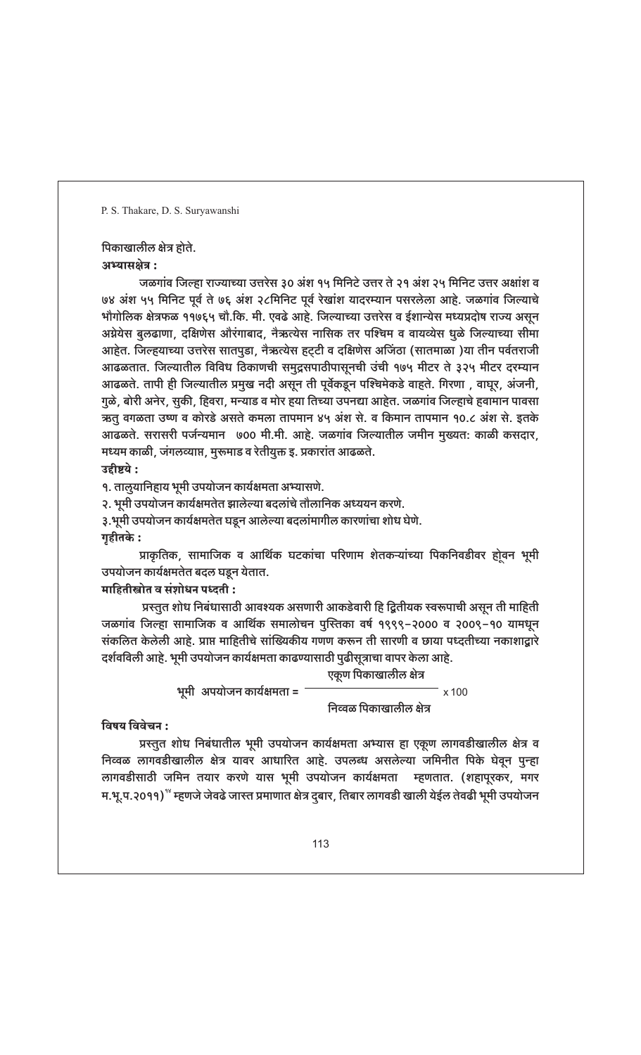पिकाखालील क्षेत्र होते.

**अभ्यासक्षेत्र :**

जळगांव जिल्हा राज्याच्या उत्तरेस ३० अंश १५ मिनिटे उत्तर ते २१ अंश २५ मिनिट उत्तर अक्षांश व ७४ अंश ५५ मिनिट पूर्व ते ७६ अंश २८मिनिट पूर्व रेखांश यादरम्यान पसरलेला आहे. जळगांव जिल्याचे भौगोलिक क्षेत्रफळ ११७६५ चौ.कि. मी. एवढे आहे. जिल्याच्या उत्तरेस व ईशान्येस मध्यप्रदोष राज्य असून अग्नेयेस बुलढाणा, दक्षिणेस औरंगाबाद, नैऋत्येस नासिक तर पश्चिम व वायव्येस धुळे जिल्याच्या सीमा आहेत. जिल्हयाच्या उत्तरेस सातपुडा, नैऋत्येस हट्टी व दक्षिणेस अजिंठा (सातमाळा )या तीन पर्वतराजी आढळतात. जिल्यातील विविध ठिकाणची समुद्रसपाठीपासूनची उंची १७५ मीटर ते ३२५ मीटर दरम्यान आढळते. तापी ही जिल्यातील प्रमुख नदी असून ती पूर्वेकडून पश्चिमेकडे वाहते. गिरणा , वाघूर, अंजनी, गुळे, बोरी अनेर, सुकी, हिवरा, मन्याड व मोर हया तिच्या उपनद्या आहेत. जळगांव जिल्हाचे हवामान पावसा ऋतु वगळता उष्ण व कोरडे असते कमला तापमान ४५ अंश से. व किमान तापमान १०.८ अंश से. इतके आढळते. सरासरी पर्जन्यमान ७०० मी.मी. आहे. जळगांव जिल्यातील जमीन मुख्यत: काळी कसदार, मध्यम काळी, जंगलव्याप्त, मुरूमाड व रेतीयुक्त इ. प्रकारांत आढळते.

**उद्दिष्टये :**

१. तालुयानिहाय भूमी उपयोजन कार्यक्षमता अभ्यासणे.

२. भूमी उपयोजन कार्यक्षमतेत झालेल्या बदलांचे तौलानिक अध्ययन करणे.

३.भूमी उपयोजन कार्यक्षमतेत घडून आलेल्या बदलांमागील कारणांचा शोध घेणे.

**गृहीतके :**

प्राकृतिक, सामाजिक व आर्थिक घटकांचा परिणाम शेतकऱ्यांच्या पिकनिवडीवर होवुन भूमी उपयोजन कार्यक्षमतेत बदल घडून येतात.

**माहितीस्त्रोत व संशोधन पध्दती :**

प्रस्तुत शोध निबंधासाठी आवश्यक असणारी आकडेवारी हि द्वितीयक स्वरूपाची असून ती माहिती जळगांव जिल्हा सामाजिक व आर्थिक समालोचन पुस्तिका वर्ष १९९९–२००० व २००९–१० यामधून संकलित केलेली आहे. प्राप्त माहितीचे सांख्यिकीय गणण करून ती सारणी व छाया पध्दतीच्या नकाशाद्वारे दर्शवविली आहे. भूमी उपयोजन कार्यक्षमता काढण्यासाठी पुढीसूत्राचा वापर केला आहे.

$$\text{भूमी अपयोजन कार्यक्षमता} = \frac{\text{एकूण पिकाखालील क्षेत्र}}{\text{निव्वळ पिकाखालील क्षेत्र}} \times 100$$

**विषय विवेचन :**

प्रस्तुत शोध निबंधातील भूमी उपयोजन कार्यक्षमता अभ्यास हा एकूण लागवडीखालील क्षेत्र व निव्वळ लागवडीखालील क्षेत्र यावर आधारित आहे. उपलब्ध असलेल्या जमिनीत पिके घेवून पुन्हा लागवडीसाठी जमिन तयार करणे यास भूमी उपयोजन कार्यक्षमता म्हणतात. (शहापूरकर, मगर म.भू.प.२०११)[१४] म्हणजे जेवढे जास्त प्रमाणात क्षेत्र दुबार, तिबार लागवडी खाली येईल तेवढी भूमी उपयोजन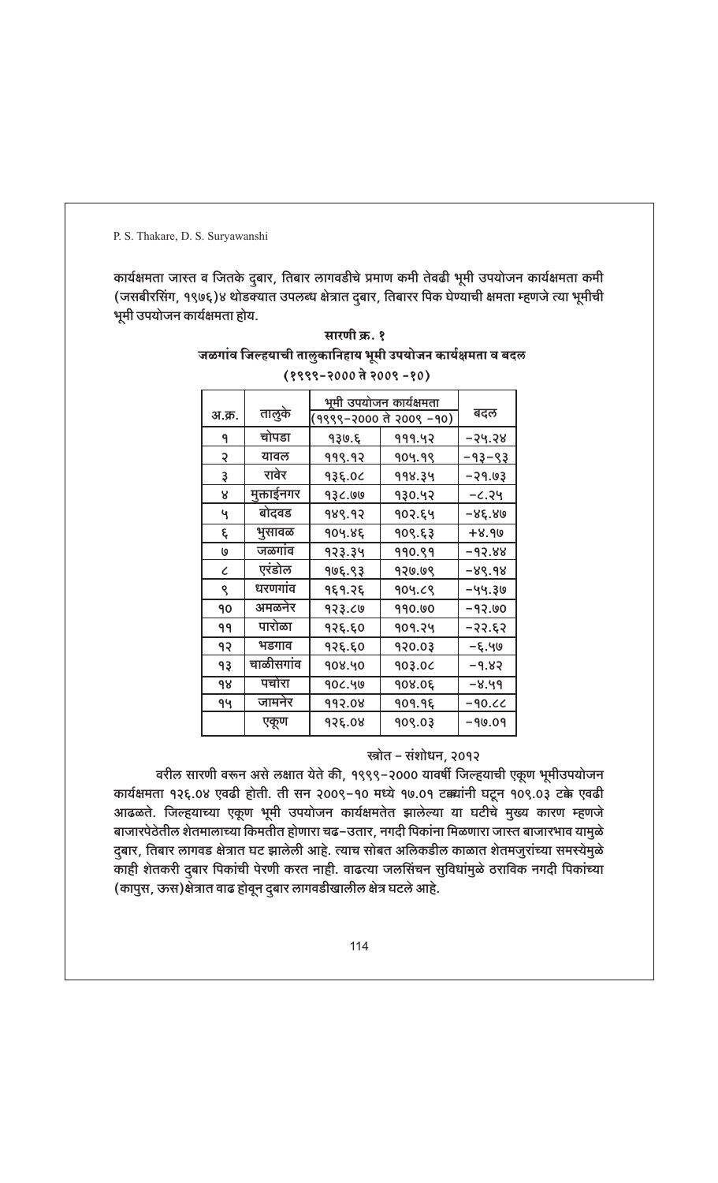कार्यक्षमता जास्त व जितके दुबार, तिबार लागवडीचे प्रमाण कमी तेवढी भूमी उपयोजन कार्यक्षमता कमी (जसबीरसिंग, १९७६)४ थोडक्यात उपलब्ध क्षेत्रात दुबार, तिबारर पिक घेण्याची क्षमता म्हणजे त्या भूमीची भूमी उपयोजन कार्यक्षमता होय.

**सारणी क्र. १**
**जळगांव जिल्हयाची तालुकानिहाय भूमी उपयोजन कार्यक्षमता व बदल**
**(१९९९-२००० ते २००९ -१०)**

| अ.क्र. | तालुके | भूमी उपयोजन कार्यक्षमता (१९९९-२००० ते २००९ -१०) | | बदल |
|---|---|---|---|---|
| १ | चोपडा | १३७.६ | १११.५२ | -२५.२८ |
| २ | यावल | ११९.१२ | १०५.१९ | -१३-९३ |
| ३ | रावेर | १३६.०८ | ११४.३५ | -२१.७३ |
| ४ | मुक्ताईनगर | १३८.७७ | १३०.५२ | -८.२५ |
| ५ | बोदवड | १४९.१२ | १०२.६५ | -४६.४७ |
| ६ | भुसावळ | १०५.४६ | १०९.६३ | +४.१७ |
| ७ | जळगांव | १२३.३५ | ११०.९१ | -१२.४४ |
| ८ | एरंडोल | १७६.९३ | १२७.७९ | -४९.१४ |
| ९ | धरणगांव | १६१.२६ | १०५.८९ | -५५.३७ |
| १० | अमळनेर | १२३.८७ | ११०.७० | -१२.७० |
| ११ | पारोळा | १२६.६० | १०१.२५ | -२२.६२ |
| १२ | भडगाव | १२६.६० | १२०.०३ | -६.५७ |
| १३ | चाळीसगांव | १०४.५० | १०३.०८ | -१.४२ |
| १४ | पचोरा | १०८.५७ | १०४.०६ | -४.५१ |
| १५ | जामनेर | ११२.०४ | १०१.१६ | -१०.८८ |
| | एकूण | १२६.०४ | १०९.०३ | -१७.०१ |

स्त्रोत - संशोधन, २०१२

वरील सारणी वरुन असे लक्षात येते की, १९९९-२००० यावर्षी जिल्हयाची एकूण भूमीउपयोजन कार्यक्षमता १२६.०४ एवढी होती. ती सन २००९-१० मध्ये १७.०१ टक्क्यांनी घटून १०९.०३ टक्के एवढी आढळते. जिल्हयाच्या एकूण भूमी उपयोजन कार्यक्षमतेत झालेल्या या घटीचे मुख्य कारण म्हणजे बाजारपेठेतील शेतमालाच्या किमतीत होणारा चढ-उतार, नगदी पिकांना मिळणारा जास्त बाजारभाव यामुळे दुबार, तिबार लागवड क्षेत्रात घट झालेली आहे. त्याच सोबत अलिकडील काळात शेतमजुरांच्या समस्येमुळे काही शेतकरी दुबार पिकांची पेरणी करत नाही. वाढत्या जलसिंचन सुविधांमुळे ठराविक नगदी पिकांच्या (कापुस, ऊस)क्षेत्रात वाढ होवून दुबार लागवडीखालील क्षेत्र घटले आहे.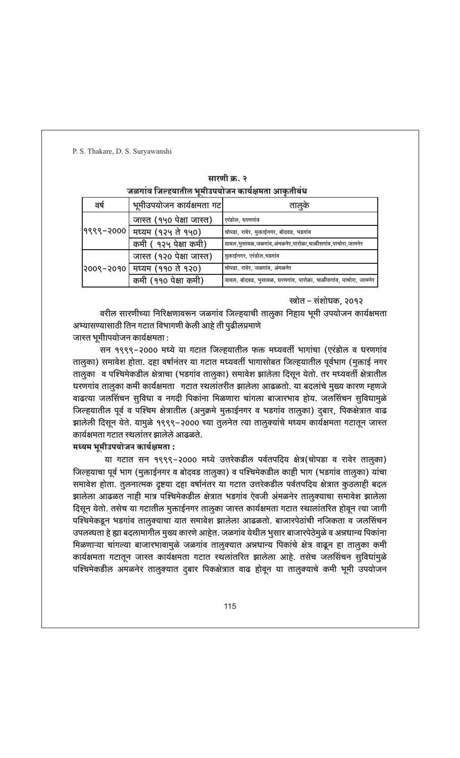**सारणी क्र. २**

**जळगांव जिल्हयातील भूमीउपयोजन कार्यक्षमता आकृतीबंध**

| वर्ष | भूमीउपयोजन कार्यक्षमता गट | तालुके |
|---|---|---|
| १९९९-२००० | जास्त (१५० पेक्षा जास्त) | एरंडोल, धरणगांव |
| | मध्यम (१२५ ते १५०) | चोपडा, रावेर, मुक्ताईनगर, बोदवड, भडगांव |
| | कमी ( १२५ पेक्षा कमी) | यावल,भुसावळ,जळगांव,अंमळनेर,पारोळा,चाळीसगांव,पाचोरा,जामनेर |
| २००९-२०१० | जास्त (१२० पेक्षा जास्त) | मुक्ताईनगर, एरंडोल,भडगांव |
| | मध्यम (११० ते १२०) | चोपडा, रावेर, जळगांव, अंमळनेर |
| | कमी (११० पेक्षा कमी) | यावल, बोदवड, भुसावळ, धरणगांव, पारोळा, चाळीसगांव, पाचोरा, जामनेर |

स्त्रोत – संशोधक, २०१२

वरील सारणीच्या निरिक्षणावरून जळगांव जिल्हयाची तालुका निहाय भूमी उपयोजन कार्यक्षमता अभ्यासण्यासाठी तिन गटात विभागणी केली आहे ती पुढीलप्रमाणे

**जास्त भूमीपयोजन कार्यक्षमता :**

सन १९९९-२००० मध्ये या गटात जिल्हयातील फक्त मध्यवर्ती भागांचा (एरंडोल व धरणगांव तालुका) समावेश होता. दहा वर्षानंतर या गटात मध्यवर्ती भागासोबत जिल्हयातील पूर्वभाग (मुक्ताई नगर तालुका व पश्चिमेकडील क्षेत्राचा (भडगांव तालुका) समावेश झालेला दिसून येतो. तर मध्यवर्ती क्षेत्रातील धरणगांव तालुका कमी कार्यक्षमता गटात स्थलांतरीत झालेला आढळतो. या बदलांचे मुख्य कारण म्हणजे वाढत्या जलसिंचन सुविधा व नगदी पिकांना मिळणारा चांगला बाजारभाव होय. जलसिंचन सुविधामुळे जिल्हयातील पूर्व व पश्चिम क्षेत्रातील (अनुक्रमे मुक्ताईनगर व भडगांव तालुका) दुबार, पिकक्षेत्रात वाढ झालेली दिसून येते. यामुळे १९९९-२००० च्या तुलनेत त्या तालुक्यांचे मध्यम कार्यक्षमता गटातून जास्त कार्यक्षमता गटात स्थलांतर झालेले आढळते.

**मध्यम भूमीउपयोजन कार्यक्षमता :**

या गटात सन १९९९-२००० मध्ये उत्तरेकडील पर्वतपदिय क्षेत्र(चोपडा व रावेर तालुका) जिल्हयाचा पूर्व भाग (मुक्ताईनगर व बोदवड तालुका) व पश्चिमेकडील काही भाग (भडगांव तालुका) यांचा समावेश होता. तुलनात्मक दृष्टया दहा वर्षानंतर या गटात उत्तरेकडील पर्वतपदिय क्षेत्रात कुठलाही बदल झालेला आढळत नाही मात्र पश्चिमेकडील क्षेत्रात भडगांव ऐवजी अंमळनेर तालुक्याचा समावेश झालेला दिसून येतो. तसेच या गटातील मुक्ताईनगर तालुका जास्त कार्यक्षमता गटात स्थालांतरित होवून त्या जागी पश्चिमेकडून भडगांव तालुक्याचा यात समावेश झालेला आढळतो. बाजारपेठांची नजिकता व जलसिंचन उपलब्धता हे ह्या बदलामागील मुख्य कारणे आहेत. जळगांव येथील भुसार बाजारपेठेमुळे व अन्नधान्य पिकांना मिळणाऱ्या चांगल्या बाजारभावामुळे जळगांव तालुक्यात अन्नधान्य पिकांचे क्षेत्र वाढून हा तालुका कमी कार्यक्षमता गटातून जास्त कार्यक्षमता गटात स्थलांतरित झालेला आहे. तसेच जलसिंचन सुविधांमुळे पश्चिमेकडील अमळनेर तालुक्यात दुबार पिकक्षेत्रात वाढ होवून या तालुक्याचे कमी भूमी उपयोजन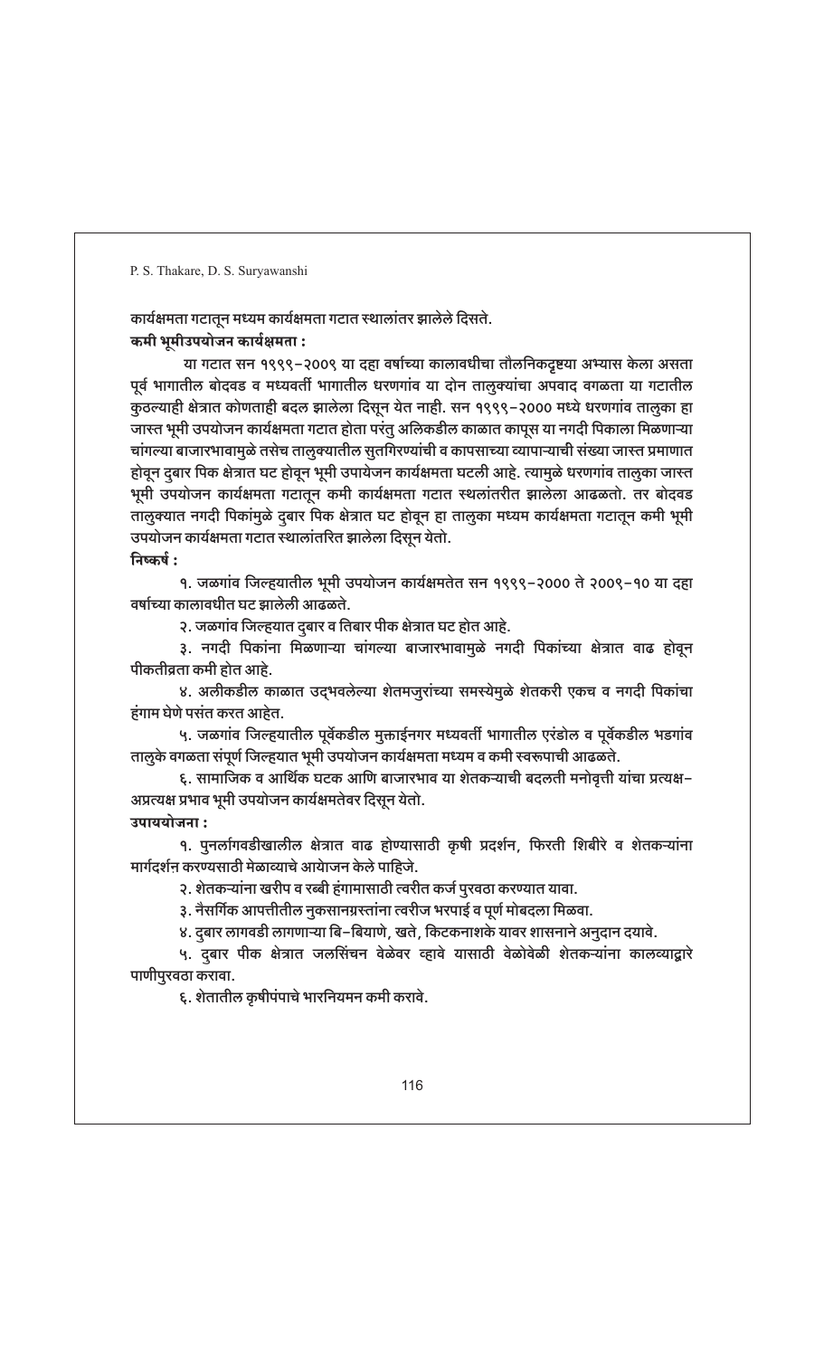कार्यक्षमता गटातून मध्यम कार्यक्षमता गटात स्थालांतर झालेले दिसते.

**कमी भूमीउपयोजन कार्यक्षमता :**

या गटात सन १९९९–२००९ या दहा वर्षांच्या कालावधीचा तौलनिकदृष्ट्या अभ्यास केला असता पूर्व भागातील बोदवड व मध्यवर्ती भागातील धरणगांव या दोन तालुक्यांचा अपवाद वगळता या गटातील कुठल्याही क्षेत्रात कोणताही बदल झालेला दिसून येत नाही. सन १९९९–२००० मध्ये धरणगांव तालुका हा जास्त भूमी उपयोजन कार्यक्षमता गटात होता परंतु अलिकडील काळात कापूस या नगदी पिकाला मिळणाऱ्या चांगल्या बाजारभावामुळे तसेच तालुक्यातील सुतगिरण्यांची व कापसाच्या व्यापाऱ्याची संख्या जास्त प्रमाणात होवून दुबार पिक क्षेत्रात घट होवून भूमी उपायेजन कार्यक्षमता घटली आहे. त्यामुळे धरणगांव तालुका जास्त भूमी उपयोजन कार्यक्षमता गटातून कमी कार्यक्षमता गटात स्थलांतरीत झालेला आढळतो. तर बोदवड तालुक्यात नगदी पिकांमुळे दुबार पिक क्षेत्रात घट होवून हा तालुका मध्यम कार्यक्षमता गटातून कमी भूमी उपयोजन कार्यक्षमता गटात स्थालांतरित झालेला दिसून येतो.

**निष्कर्ष :**

१. जळगांव जिल्हयातील भूमी उपयोजन कार्यक्षमतेत सन १९९९–२००० ते २००९–१० या दहा वर्षांच्या कालावधीत घट झालेली आढळते.

२. जळगांव जिल्हयात दुबार व तिबार पीक क्षेत्रात घट होत आहे.

३. नगदी पिकांना मिळणाऱ्या चांगल्या बाजारभावामुळे नगदी पिकांच्या क्षेत्रात वाढ होवून पीकतीव्रता कमी होत आहे.

४. अलीकडील काळात उद्‌भवलेल्या शेतमजुरांच्या समस्येमुळे शेतकरी एकच व नगदी पिकांचा हंगाम घेणे पसंत करत आहेत.

५. जळगांव जिल्हयातील पूर्वेकडील मुक्ताईनगर मध्यवर्ती भागातील एरंडोल व पूर्वेकडील भडगांव तालुके वगळता संपूर्ण जिल्हयात भूमी उपयोजन कार्यक्षमता मध्यम व कमी स्वरूपाची आढळते.

६. सामाजिक व आर्थिक घटक आणि बाजारभाव या शेतकऱ्याची बदलती मनोवृत्ती यांचा प्रत्यक्ष–अप्रत्यक्ष प्रभाव भूमी उपयोजन कार्यक्षमतेवर दिसून येतो.

**उपाययोजना :**

१. पुनर्लागवडीखालील क्षेत्रात वाढ होण्यासाठी कृषी प्रदर्शन, फिरती शिबीरे व शेतकऱ्यांना मार्गदर्शन करण्यसाठी मेळाव्याचे आयोजन केले पाहिजे.

२. शेतकऱ्यांना खरीप व रब्बी हंगामासाठी त्वरीत कर्ज पुरवठा करण्यात यावा.

३. नैसर्गिक आपत्तीतील नुकसानग्रस्तांना त्वरीज भरपाई व पूर्ण मोबदला मिळवा.

४. दुबार लागवडी लागणाऱ्या बि–बियाणे, खते, किटकनाशके यावर शासनाने अनुदान दयावे.

५. दुबार पीक क्षेत्रात जलसिंचन वेळेवर व्हावे यासाठी वेळोवेळी शेतकऱ्यांना कालव्याद्वारे पाणीपुरवठा करावा.

६. शेतातील कृषीपंपाचे भारनियमन कमी करावे.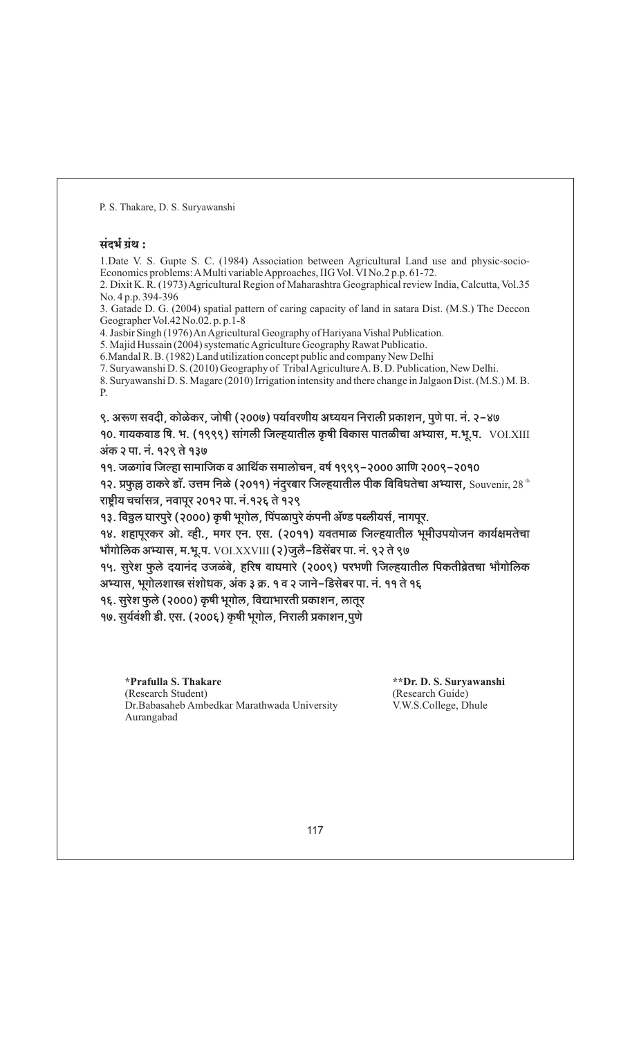### संदर्भ ग्रंथ :

1.Date V. S. Gupte S. C. (1984) Association between Agricultural Land use and physic-socio-Economics problems: A Multi variable Approaches, IIG Vol. VI No.2 p.p. 61-72.

2. Dixit K. R. (1973) Agricultural Region of Maharashtra Geographical review India, Calcutta, Vol.35 No. 4 p.p. 394-396

3. Gatade D. G. (2004) spatial pattern of caring capacity of land in satara Dist. (M.S.) The Deccon Geographer Vol.42 No.02. p. p.1-8

4. Jasbir Singh (1976) An Agricultural Geography of Hariyana Vishal Publication.

5. Majid Hussain (2004) systematic Agriculture Geography Rawat Publicatio.

6.Mandal R. B. (1982) Land utilization concept public and company New Delhi

7. Suryawanshi D. S. (2010) Geography of Tribal Agriculture A. B. D. Publication, New Delhi.

8. Suryawanshi D. S. Magare (2010) Irrigation intensity and there change in Jalgaon Dist. (M.S.) M. B. P.

**९. अरूण सवदी, कोळेकर, जोषी (२००७) पर्यावरणीय अध्ययन निराली प्रकाशन, पुणे पा. नं. २-४७**

**१०. गायकवाड षि. भ. (१९९९) सांगली जिल्हयातील कृषी विकास पातळीचा अभ्यास, म.भू.प.** VOL.XIII **अंक २ पा. नं. १२९ ते १३७**

**११. जळगांव जिल्हा सामाजिक व आर्थिक समालोचन, वर्ष १९९९-२००० आणि २००९-२०१०**

**१२. प्रफुल्ल ठाकरे डॉ. उत्तम निळे (२०११) नंदुरबार जिल्हयातील पीक विविधतेचा अभ्यास,** Souvenir, 28th **राष्ट्रीय चर्चासत्र, नवापूर २०१२ पा. नं.१२६ ते १२९**

**१३. विठ्ठल घारपुरे (२०००) कृषी भूगोल, पिंपळापुरे कंपनी ॲण्ड पब्लीयर्स, नागपूर.**

**१४. शहापूरकर ओ. व्ही., मगर एन. एस. (२०११) यवतमाळ जिल्हयातील भूमीउपयोजन कार्यक्षमतेचा भौगोलिक अभ्यास, म.भू.प.** VOL.XXVIII **(२)जुलै-डिसेंबर पा. नं. ९२ ते ९७**

**१५. सुरेश फुले दयानंद उजळंबे, हरिष वाघमारे (२००९) परभणी जिल्हयातील पिकतीव्रतेचा भौगोलिक अभ्यास, भूगोलशास्त्र संशोधक, अंक ३ क्र. १ व २ जाने-डिसेबर पा. नं. ११ ते १६**

**१६. सुरेश फुले (२०००) कृषी भूगोल, विद्याभारती प्रकाशन, लातूर**

**१७. सुर्यवंशी डी. एस. (२००६) कृषी भूगोल, निराली प्रकाशन,पुणे**

**\*Prafulla S. Thakare**
(Research Student)
Dr.Babasaheb Ambedkar Marathwada University
Aurangabad

**\*\*Dr. D. S. Suryawanshi**
(Research Guide)
V.W.S.College, Dhule